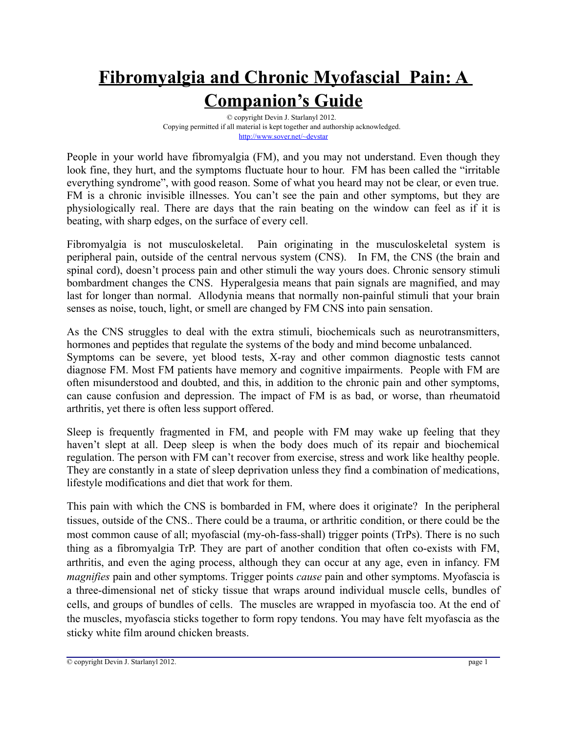# Fibromyalgia and Chronic Myofascial Pain: A Companion's Guide

© copyright Devin J. Starlanyl 2012.
Copying permitted if all material is kept together and authorship acknowledged.
http://www.sover.net/~devstar

People in your world have fibromyalgia (FM), and you may not understand. Even though they look fine, they hurt, and the symptoms fluctuate hour to hour. FM has been called the "irritable everything syndrome", with good reason. Some of what you heard may not be clear, or even true. FM is a chronic invisible illnesses. You can't see the pain and other symptoms, but they are physiologically real. There are days that the rain beating on the window can feel as if it is beating, with sharp edges, on the surface of every cell.

Fibromyalgia is not musculoskeletal. Pain originating in the musculoskeletal system is peripheral pain, outside of the central nervous system (CNS). In FM, the CNS (the brain and spinal cord), doesn't process pain and other stimuli the way yours does. Chronic sensory stimuli bombardment changes the CNS. Hyperalgesia means that pain signals are magnified, and may last for longer than normal. Allodynia means that normally non-painful stimuli that your brain senses as noise, touch, light, or smell are changed by FM CNS into pain sensation.

As the CNS struggles to deal with the extra stimuli, biochemicals such as neurotransmitters, hormones and peptides that regulate the systems of the body and mind become unbalanced.
Symptoms can be severe, yet blood tests, X-ray and other common diagnostic tests cannot diagnose FM. Most FM patients have memory and cognitive impairments. People with FM are often misunderstood and doubted, and this, in addition to the chronic pain and other symptoms, can cause confusion and depression. The impact of FM is as bad, or worse, than rheumatoid arthritis, yet there is often less support offered.

Sleep is frequently fragmented in FM, and people with FM may wake up feeling that they haven't slept at all. Deep sleep is when the body does much of its repair and biochemical regulation. The person with FM can't recover from exercise, stress and work like healthy people. They are constantly in a state of sleep deprivation unless they find a combination of medications, lifestyle modifications and diet that work for them.

This pain with which the CNS is bombarded in FM, where does it originate? In the peripheral tissues, outside of the CNS.. There could be a trauma, or arthritic condition, or there could be the most common cause of all; myofascial (my-oh-fass-shall) trigger points (TrPs). There is no such thing as a fibromyalgia TrP. They are part of another condition that often co-exists with FM, arthritis, and even the aging process, although they can occur at any age, even in infancy. FM *magnifies* pain and other symptoms. Trigger points *cause* pain and other symptoms. Myofascia is a three-dimensional net of sticky tissue that wraps around individual muscle cells, bundles of cells, and groups of bundles of cells. The muscles are wrapped in myofascia too. At the end of the muscles, myofascia sticks together to form ropy tendons. You may have felt myofascia as the sticky white film around chicken breasts.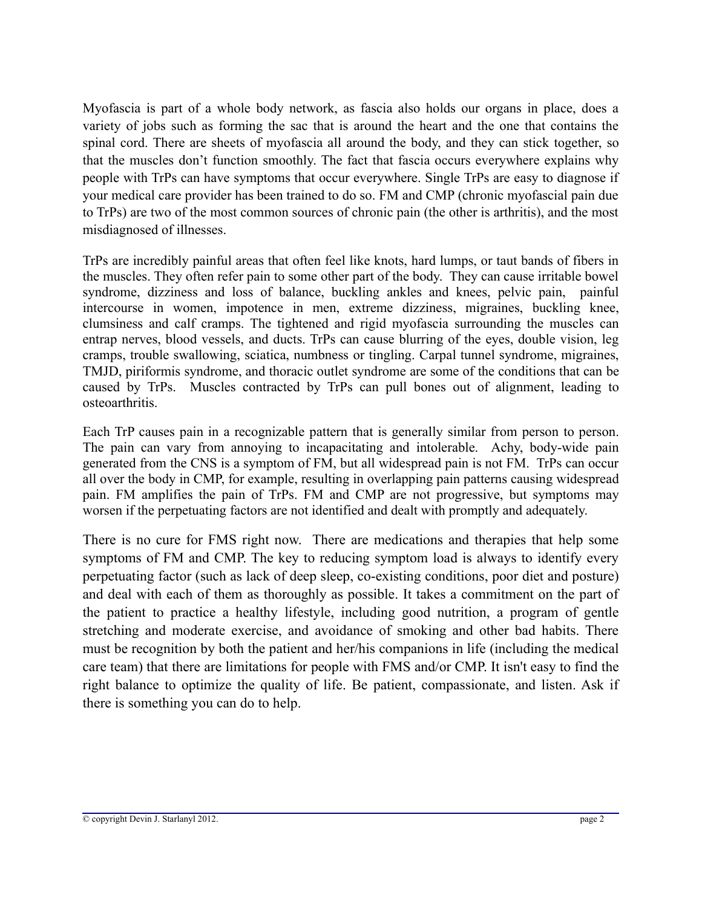Myofascia is part of a whole body network, as fascia also holds our organs in place, does a variety of jobs such as forming the sac that is around the heart and the one that contains the spinal cord. There are sheets of myofascia all around the body, and they can stick together, so that the muscles don't function smoothly. The fact that fascia occurs everywhere explains why people with TrPs can have symptoms that occur everywhere. Single TrPs are easy to diagnose if your medical care provider has been trained to do so. FM and CMP (chronic myofascial pain due to TrPs) are two of the most common sources of chronic pain (the other is arthritis), and the most misdiagnosed of illnesses.

TrPs are incredibly painful areas that often feel like knots, hard lumps, or taut bands of fibers in the muscles. They often refer pain to some other part of the body. They can cause irritable bowel syndrome, dizziness and loss of balance, buckling ankles and knees, pelvic pain, painful intercourse in women, impotence in men, extreme dizziness, migraines, buckling knee, clumsiness and calf cramps. The tightened and rigid myofascia surrounding the muscles can entrap nerves, blood vessels, and ducts. TrPs can cause blurring of the eyes, double vision, leg cramps, trouble swallowing, sciatica, numbness or tingling. Carpal tunnel syndrome, migraines, TMJD, piriformis syndrome, and thoracic outlet syndrome are some of the conditions that can be caused by TrPs. Muscles contracted by TrPs can pull bones out of alignment, leading to osteoarthritis.

Each TrP causes pain in a recognizable pattern that is generally similar from person to person. The pain can vary from annoying to incapacitating and intolerable. Achy, body-wide pain generated from the CNS is a symptom of FM, but all widespread pain is not FM. TrPs can occur all over the body in CMP, for example, resulting in overlapping pain patterns causing widespread pain. FM amplifies the pain of TrPs. FM and CMP are not progressive, but symptoms may worsen if the perpetuating factors are not identified and dealt with promptly and adequately.

There is no cure for FMS right now. There are medications and therapies that help some symptoms of FM and CMP. The key to reducing symptom load is always to identify every perpetuating factor (such as lack of deep sleep, co-existing conditions, poor diet and posture) and deal with each of them as thoroughly as possible. It takes a commitment on the part of the patient to practice a healthy lifestyle, including good nutrition, a program of gentle stretching and moderate exercise, and avoidance of smoking and other bad habits. There must be recognition by both the patient and her/his companions in life (including the medical care team) that there are limitations for people with FMS and/or CMP. It isn't easy to find the right balance to optimize the quality of life. Be patient, compassionate, and listen. Ask if there is something you can do to help.

© copyright Devin J. Starlanyl 2012.